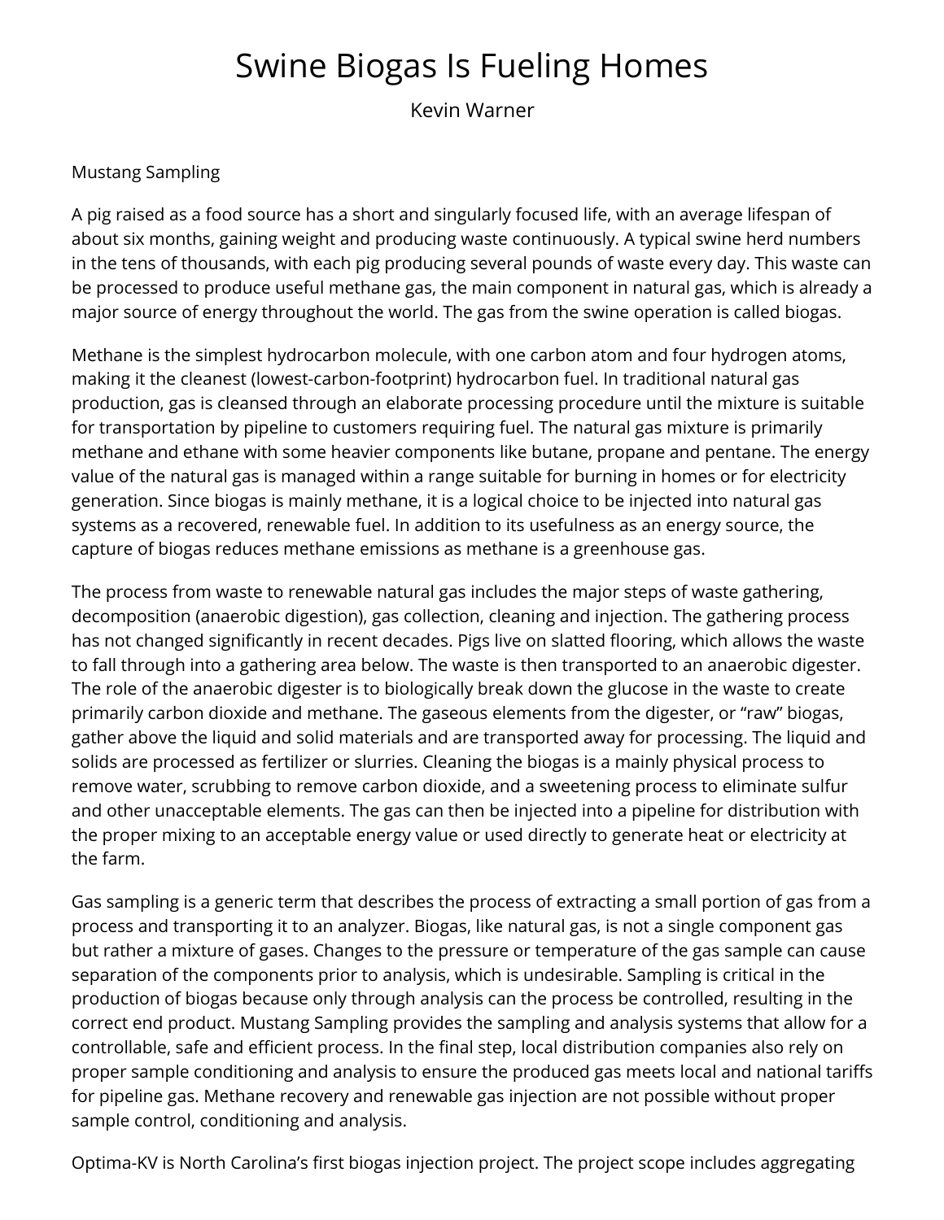# Swine Biogas Is Fueling Homes

Kevin Warner

Mustang Sampling

A pig raised as a food source has a short and singularly focused life, with an average lifespan of about six months, gaining weight and producing waste continuously. A typical swine herd numbers in the tens of thousands, with each pig producing several pounds of waste every day. This waste can be processed to produce useful methane gas, the main component in natural gas, which is already a major source of energy throughout the world. The gas from the swine operation is called biogas.

Methane is the simplest hydrocarbon molecule, with one carbon atom and four hydrogen atoms, making it the cleanest (lowest-carbon-footprint) hydrocarbon fuel. In traditional natural gas production, gas is cleansed through an elaborate processing procedure until the mixture is suitable for transportation by pipeline to customers requiring fuel. The natural gas mixture is primarily methane and ethane with some heavier components like butane, propane and pentane. The energy value of the natural gas is managed within a range suitable for burning in homes or for electricity generation. Since biogas is mainly methane, it is a logical choice to be injected into natural gas systems as a recovered, renewable fuel. In addition to its usefulness as an energy source, the capture of biogas reduces methane emissions as methane is a greenhouse gas.

The process from waste to renewable natural gas includes the major steps of waste gathering, decomposition (anaerobic digestion), gas collection, cleaning and injection. The gathering process has not changed significantly in recent decades. Pigs live on slatted flooring, which allows the waste to fall through into a gathering area below. The waste is then transported to an anaerobic digester. The role of the anaerobic digester is to biologically break down the glucose in the waste to create primarily carbon dioxide and methane. The gaseous elements from the digester, or "raw" biogas, gather above the liquid and solid materials and are transported away for processing. The liquid and solids are processed as fertilizer or slurries. Cleaning the biogas is a mainly physical process to remove water, scrubbing to remove carbon dioxide, and a sweetening process to eliminate sulfur and other unacceptable elements. The gas can then be injected into a pipeline for distribution with the proper mixing to an acceptable energy value or used directly to generate heat or electricity at the farm.

Gas sampling is a generic term that describes the process of extracting a small portion of gas from a process and transporting it to an analyzer. Biogas, like natural gas, is not a single component gas but rather a mixture of gases. Changes to the pressure or temperature of the gas sample can cause separation of the components prior to analysis, which is undesirable. Sampling is critical in the production of biogas because only through analysis can the process be controlled, resulting in the correct end product. Mustang Sampling provides the sampling and analysis systems that allow for a controllable, safe and efficient process. In the final step, local distribution companies also rely on proper sample conditioning and analysis to ensure the produced gas meets local and national tariffs for pipeline gas. Methane recovery and renewable gas injection are not possible without proper sample control, conditioning and analysis.

Optima-KV is North Carolina's first biogas injection project. The project scope includes aggregating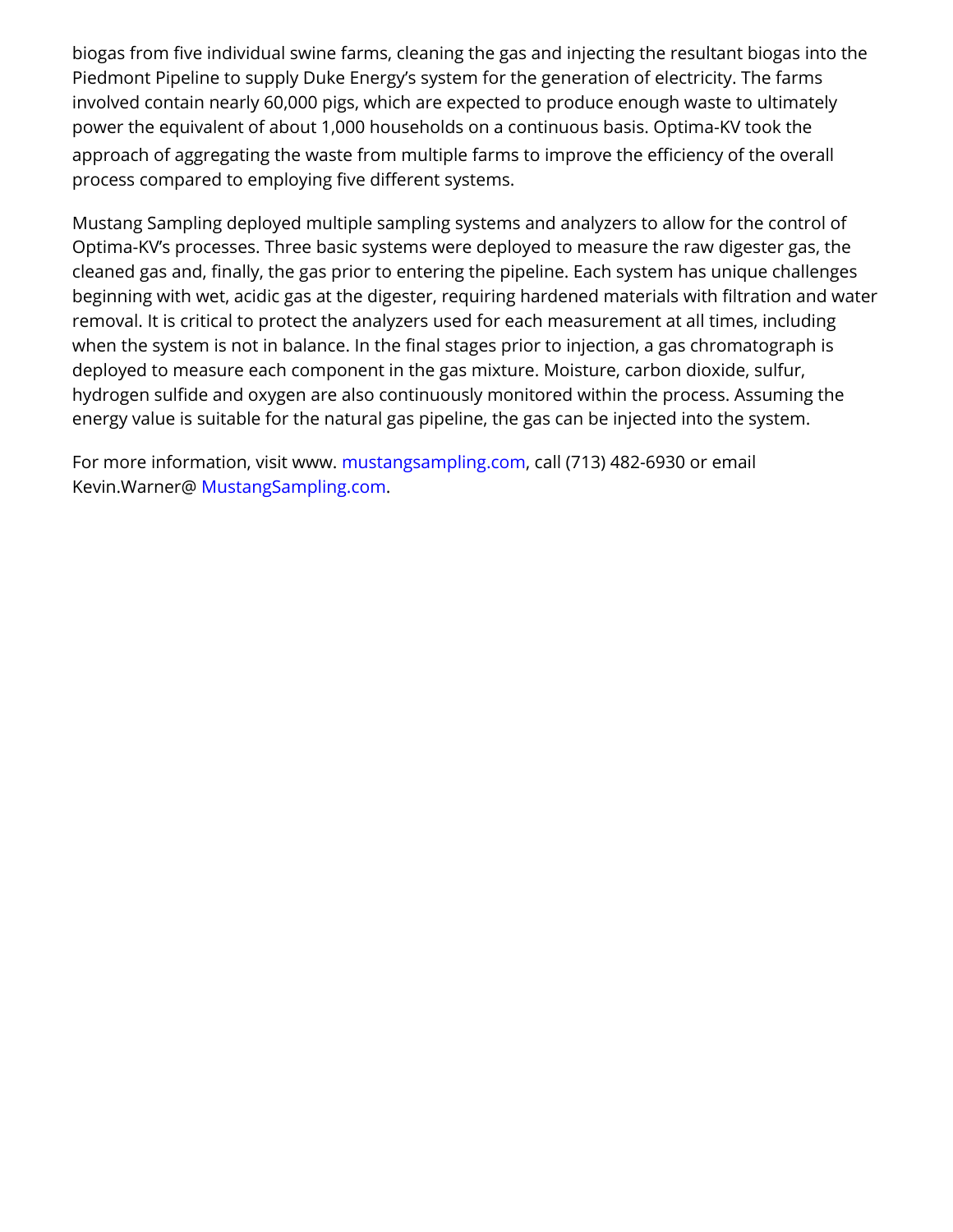biogas from five individual swine farms, cleaning the gas and injecting the resultant biogas into the Piedmont Pipeline to supply Duke Energy's system for the generation of electricity. The farms involved contain nearly 60,000 pigs, which are expected to produce enough waste to ultimately power the equivalent of about 1,000 households on a continuous basis. Optima-KV took the approach of aggregating the waste from multiple farms to improve the efficiency of the overall process compared to employing five different systems.

Mustang Sampling deployed multiple sampling systems and analyzers to allow for the control of Optima-KV's processes. Three basic systems were deployed to measure the raw digester gas, the cleaned gas and, finally, the gas prior to entering the pipeline. Each system has unique challenges beginning with wet, acidic gas at the digester, requiring hardened materials with filtration and water removal. It is critical to protect the analyzers used for each measurement at all times, including when the system is not in balance. In the final stages prior to injection, a gas chromatograph is deployed to measure each component in the gas mixture. Moisture, carbon dioxide, sulfur, hydrogen sulfide and oxygen are also continuously monitored within the process. Assuming the energy value is suitable for the natural gas pipeline, the gas can be injected into the system.

For more information, visit www. mustangsampling.com, call (713) 482-6930 or email Kevin.Warner@ MustangSampling.com.